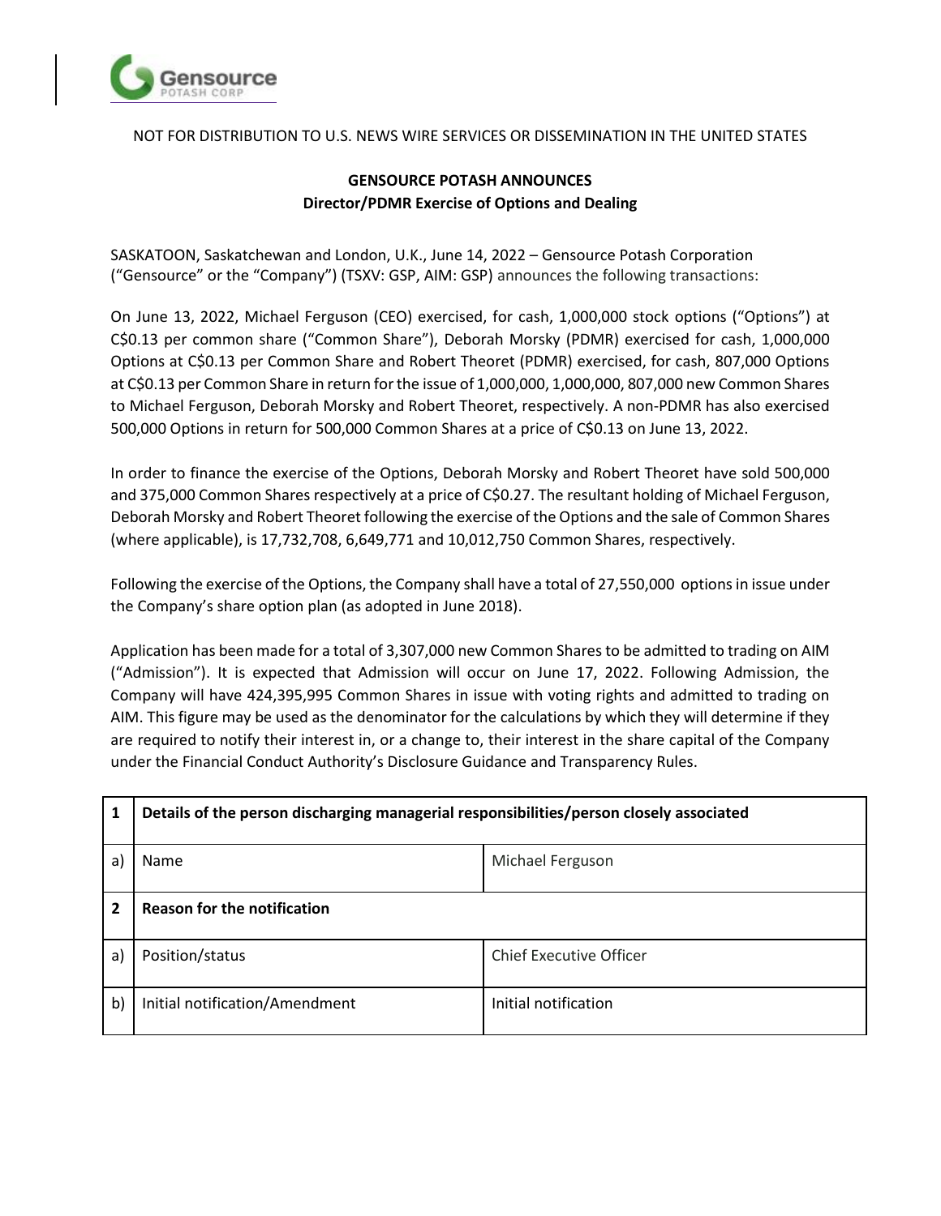NOT FOR DISTRIBUTION TO U.S. NEWS WIRE SERVICES OR DISSEMINATION IN THE UNITED STATES

# GENSOURCE POTASH ANNOUNCES
## Director/PDMR Exercise of Options and Dealing

SASKATOON, Saskatchewan and London, U.K., June 14, 2022 – Gensource Potash Corporation ("Gensource" or the "Company") (TSXV: GSP, AIM: GSP) announces the following transactions:

On June 13, 2022, Michael Ferguson (CEO) exercised, for cash, 1,000,000 stock options ("Options") at C$0.13 per common share ("Common Share"), Deborah Morsky (PDMR) exercised for cash, 1,000,000 Options at C$0.13 per Common Share and Robert Theoret (PDMR) exercised, for cash, 807,000 Options at C$0.13 per Common Share in return for the issue of 1,000,000, 1,000,000, 807,000 new Common Shares to Michael Ferguson, Deborah Morsky and Robert Theoret, respectively. A non-PDMR has also exercised 500,000 Options in return for 500,000 Common Shares at a price of C$0.13 on June 13, 2022.

In order to finance the exercise of the Options, Deborah Morsky and Robert Theoret have sold 500,000 and 375,000 Common Shares respectively at a price of C$0.27. The resultant holding of Michael Ferguson, Deborah Morsky and Robert Theoret following the exercise of the Options and the sale of Common Shares (where applicable), is 17,732,708, 6,649,771 and 10,012,750 Common Shares, respectively.

Following the exercise of the Options, the Company shall have a total of 27,550,000 options in issue under the Company's share option plan (as adopted in June 2018).

Application has been made for a total of 3,307,000 new Common Shares to be admitted to trading on AIM ("Admission"). It is expected that Admission will occur on June 17, 2022. Following Admission, the Company will have 424,395,995 Common Shares in issue with voting rights and admitted to trading on AIM. This figure may be used as the denominator for the calculations by which they will determine if they are required to notify their interest in, or a change to, their interest in the share capital of the Company under the Financial Conduct Authority's Disclosure Guidance and Transparency Rules.

| 1 | **Details of the person discharging managerial responsibilities/person closely associated** | |
|---|---|---|
| a) | Name | Michael Ferguson |
| 2 | **Reason for the notification** | |
| a) | Position/status | Chief Executive Officer |
| b) | Initial notification/Amendment | Initial notification |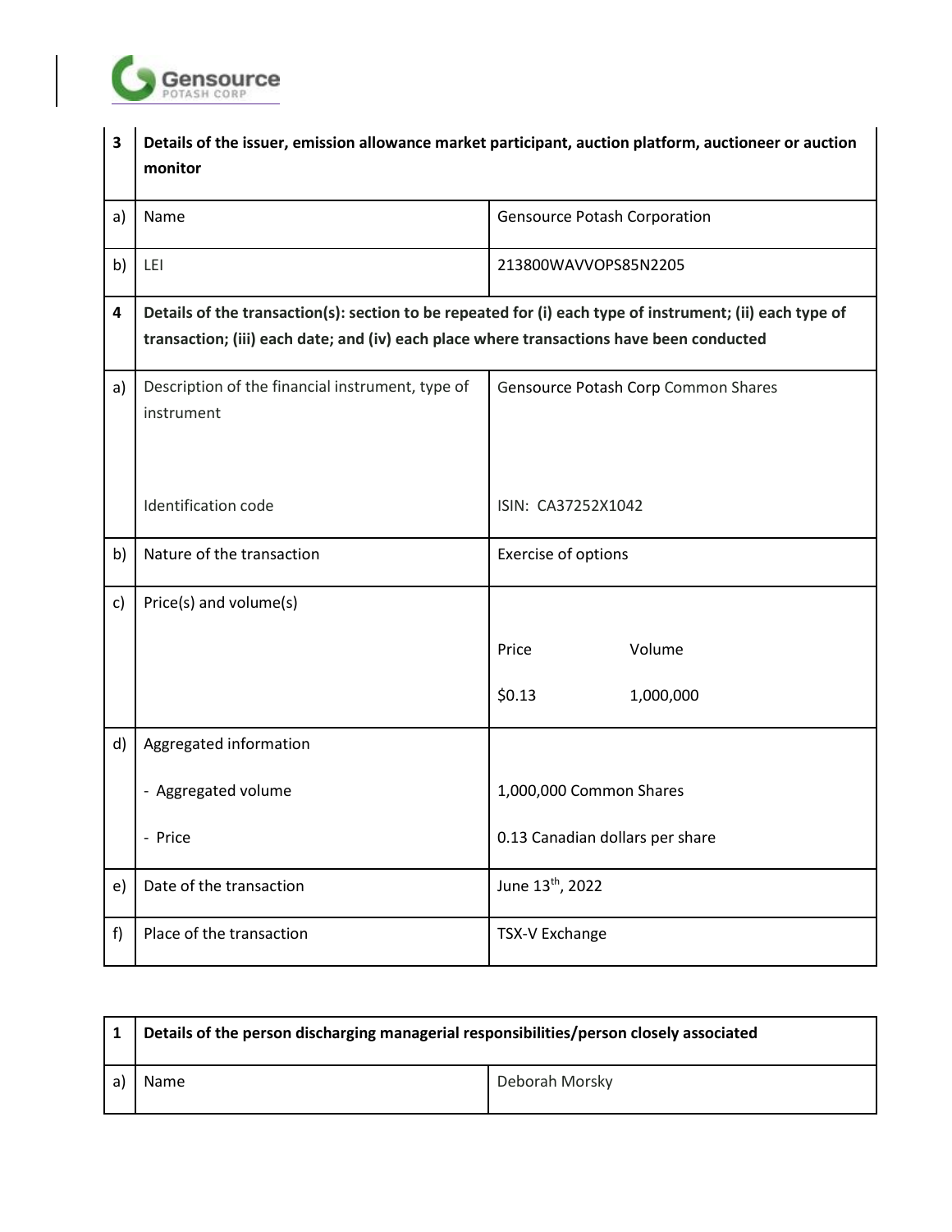| 3 | Details of the issuer, emission allowance market participant, auction platform, auctioneer or auction monitor | |
|---|---|---|
| a) | Name | Gensource Potash Corporation |
| b) | LEI | 213800WAVVOPS85N2205 |
| **4** | **Details of the transaction(s): section to be repeated for (i) each type of instrument; (ii) each type of transaction; (iii) each date; and (iv) each place where transactions have been conducted** | |
| a) | Description of the financial instrument, type of instrument<br><br>Identification code | Gensource Potash Corp Common Shares<br><br>ISIN: CA37252X1042 |
| b) | Nature of the transaction | Exercise of options |
| c) | Price(s) and volume(s) | Price: $0.13 — Volume: 1,000,000 |
| d) | Aggregated information<br>- Aggregated volume<br>- Price | <br>1,000,000 Common Shares<br>0.13 Canadian dollars per share |
| e) | Date of the transaction | June 13th, 2022 |
| f) | Place of the transaction | TSX-V Exchange |

| 1 | Details of the person discharging managerial responsibilities/person closely associated | |
|---|---|---|
| a) | Name | Deborah Morsky |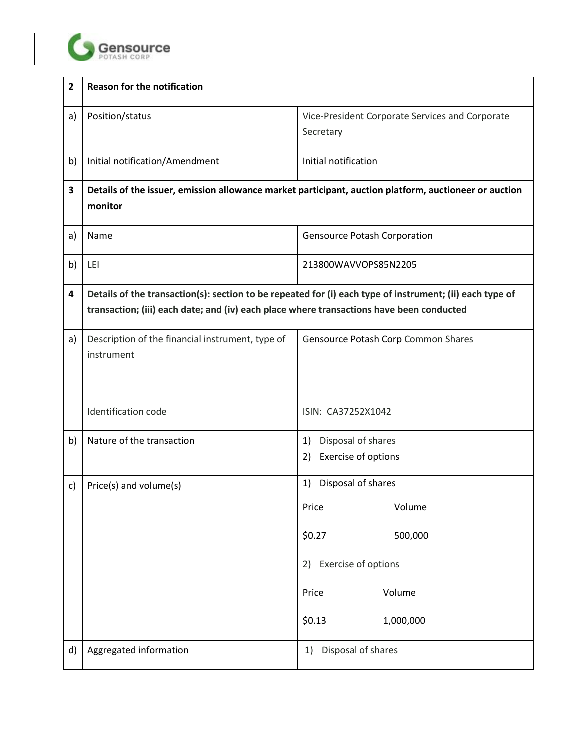| | | |
|---|---|---|
| **2** | **Reason for the notification** | |
| a) | Position/status | Vice-President Corporate Services and Corporate Secretary |
| b) | Initial notification/Amendment | Initial notification |
| **3** | **Details of the issuer, emission allowance market participant, auction platform, auctioneer or auction monitor** | |
| a) | Name | Gensource Potash Corporation |
| b) | LEI | 213800WAVVOPS85N2205 |
| **4** | **Details of the transaction(s): section to be repeated for (i) each type of instrument; (ii) each type of transaction; (iii) each date; and (iv) each place where transactions have been conducted** | |
| a) | Description of the financial instrument, type of instrument<br><br>Identification code | Gensource Potash Corp Common Shares<br><br>ISIN: CA37252X1042 |
| b) | Nature of the transaction | 1) Disposal of shares<br>2) Exercise of options |
| c) | Price(s) and volume(s) | 1) Disposal of shares<br>Price Volume<br>$0.27 500,000<br>2) Exercise of options<br>Price Volume<br>$0.13 1,000,000 |
| d) | Aggregated information | 1) Disposal of shares |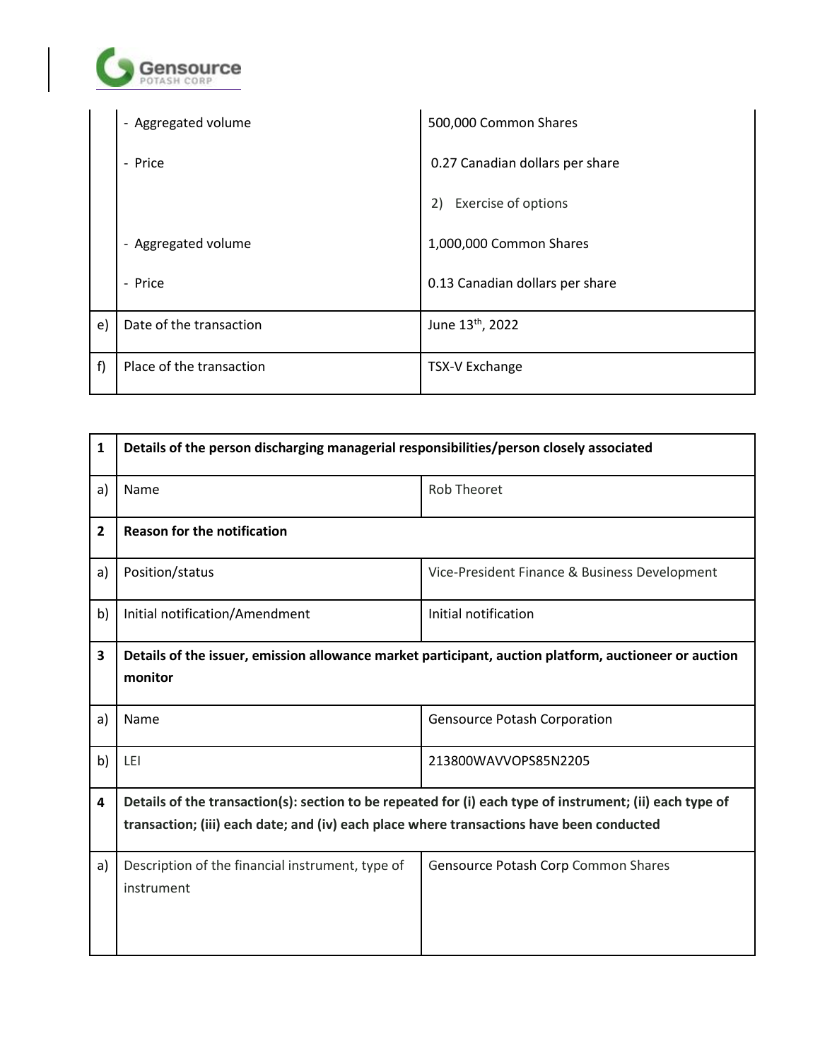|  |  |  |
|---|---|---|
|  | - Aggregated volume | 500,000 Common Shares |
|  | - Price | 0.27 Canadian dollars per share |
|  |  | 2) Exercise of options |
|  | - Aggregated volume | 1,000,000 Common Shares |
|  | - Price | 0.13 Canadian dollars per share |
| e) | Date of the transaction | June 13th, 2022 |
| f) | Place of the transaction | TSX-V Exchange |

| 1 | **Details of the person discharging managerial responsibilities/person closely associated** |  |
|---|---|---|
| a) | Name | Rob Theoret |
| 2 | **Reason for the notification** |  |
| a) | Position/status | Vice-President Finance & Business Development |
| b) | Initial notification/Amendment | Initial notification |
| 3 | **Details of the issuer, emission allowance market participant, auction platform, auctioneer or auction monitor** |  |
| a) | Name | Gensource Potash Corporation |
| b) | LEI | 213800WAVVOPS85N2205 |
| 4 | **Details of the transaction(s): section to be repeated for (i) each type of instrument; (ii) each type of transaction; (iii) each date; and (iv) each place where transactions have been conducted** |  |
| a) | Description of the financial instrument, type of instrument | Gensource Potash Corp Common Shares |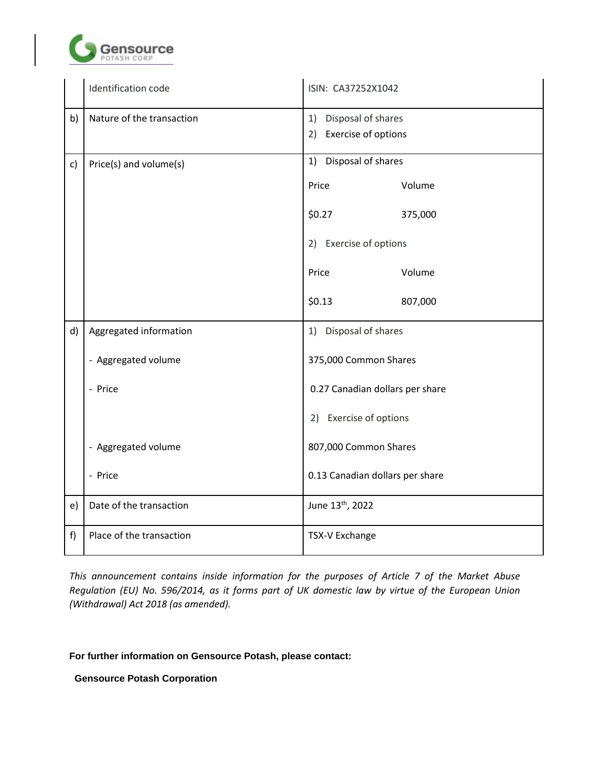|  | Identification code | ISIN: CA37252X1042 |
|---|---|---|
| b) | Nature of the transaction | 1) Disposal of shares<br>2) Exercise of options |
| c) | Price(s) and volume(s) | 1) Disposal of shares<br>Price Volume<br>$0.27 375,000<br>2) Exercise of options<br>Price Volume<br>$0.13 807,000 |
| d) | Aggregated information<br>- Aggregated volume<br>- Price<br><br>- Aggregated volume<br>- Price | 1) Disposal of shares<br>375,000 Common Shares<br>0.27 Canadian dollars per share<br>2) Exercise of options<br>807,000 Common Shares<br>0.13 Canadian dollars per share |
| e) | Date of the transaction | June 13th, 2022 |
| f) | Place of the transaction | TSX-V Exchange |

*This announcement contains inside information for the purposes of Article 7 of the Market Abuse Regulation (EU) No. 596/2014, as it forms part of UK domestic law by virtue of the European Union (Withdrawal) Act 2018 (as amended).*

**For further information on Gensource Potash, please contact:**

**Gensource Potash Corporation**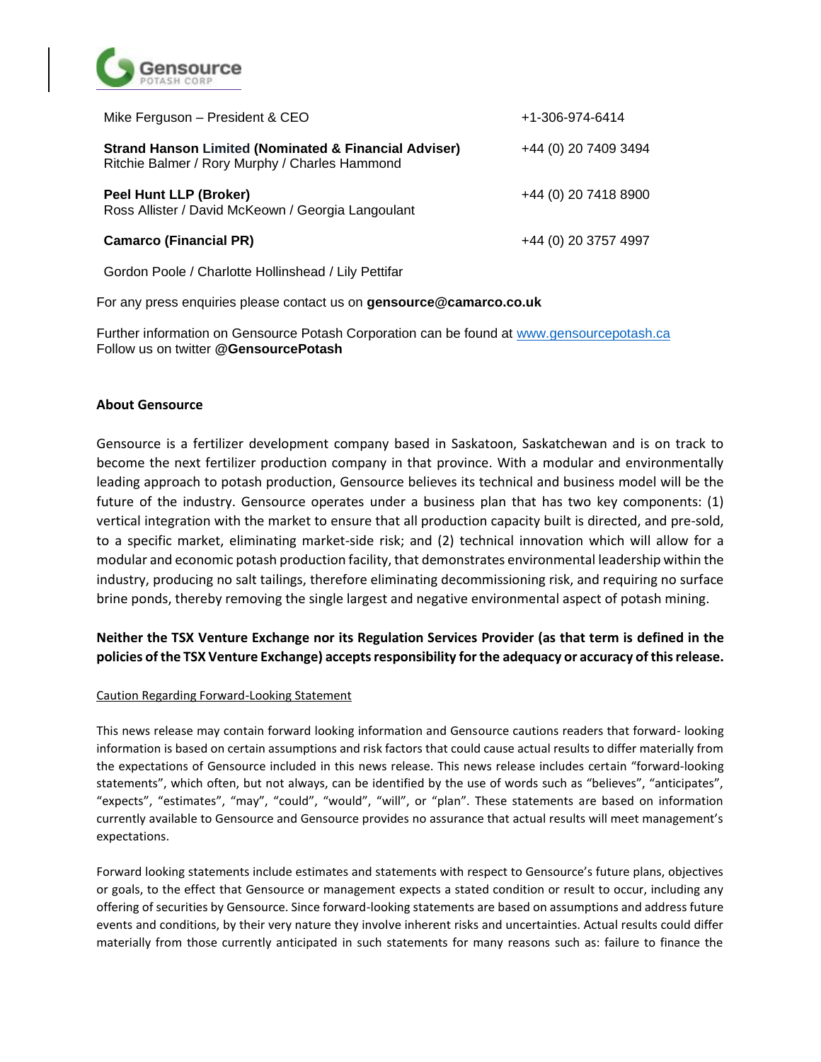Mike Ferguson – President & CEO +1-306-974-6414

**Strand Hanson Limited (Nominated & Financial Adviser)** +44 (0) 20 7409 3494
Ritchie Balmer / Rory Murphy / Charles Hammond

**Peel Hunt LLP (Broker)** +44 (0) 20 7418 8900
Ross Allister / David McKeown / Georgia Langoulant

**Camarco (Financial PR)** +44 (0) 20 3757 4997

Gordon Poole / Charlotte Hollinshead / Lily Pettifar

For any press enquiries please contact us on **gensource@camarco.co.uk**

Further information on Gensource Potash Corporation can be found at www.gensourcepotash.ca
Follow us on twitter **@GensourcePotash**

**About Gensource**

Gensource is a fertilizer development company based in Saskatoon, Saskatchewan and is on track to become the next fertilizer production company in that province. With a modular and environmentally leading approach to potash production, Gensource believes its technical and business model will be the future of the industry. Gensource operates under a business plan that has two key components: (1) vertical integration with the market to ensure that all production capacity built is directed, and pre-sold, to a specific market, eliminating market-side risk; and (2) technical innovation which will allow for a modular and economic potash production facility, that demonstrates environmental leadership within the industry, producing no salt tailings, therefore eliminating decommissioning risk, and requiring no surface brine ponds, thereby removing the single largest and negative environmental aspect of potash mining.

**Neither the TSX Venture Exchange nor its Regulation Services Provider (as that term is defined in the policies of the TSX Venture Exchange) accepts responsibility for the adequacy or accuracy of this release.**

Caution Regarding Forward-Looking Statement

This news release may contain forward looking information and Gensource cautions readers that forward- looking information is based on certain assumptions and risk factors that could cause actual results to differ materially from the expectations of Gensource included in this news release. This news release includes certain "forward-looking statements", which often, but not always, can be identified by the use of words such as "believes", "anticipates", "expects", "estimates", "may", "could", "would", "will", or "plan". These statements are based on information currently available to Gensource and Gensource provides no assurance that actual results will meet management's expectations.

Forward looking statements include estimates and statements with respect to Gensource's future plans, objectives or goals, to the effect that Gensource or management expects a stated condition or result to occur, including any offering of securities by Gensource. Since forward-looking statements are based on assumptions and address future events and conditions, by their very nature they involve inherent risks and uncertainties. Actual results could differ materially from those currently anticipated in such statements for many reasons such as: failure to finance the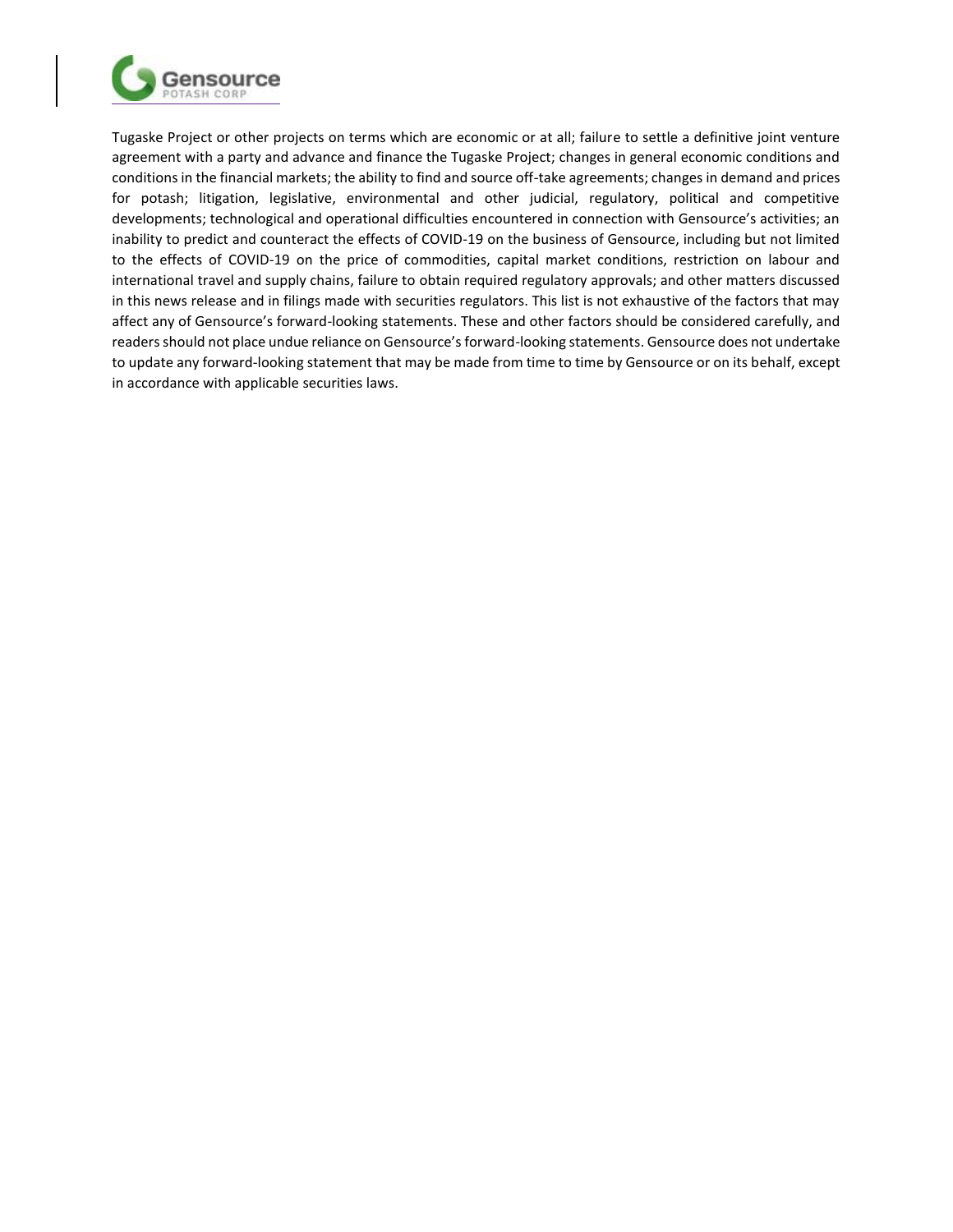Tugaske Project or other projects on terms which are economic or at all; failure to settle a definitive joint venture agreement with a party and advance and finance the Tugaske Project; changes in general economic conditions and conditions in the financial markets; the ability to find and source off-take agreements; changes in demand and prices for potash; litigation, legislative, environmental and other judicial, regulatory, political and competitive developments; technological and operational difficulties encountered in connection with Gensource's activities; an inability to predict and counteract the effects of COVID-19 on the business of Gensource, including but not limited to the effects of COVID-19 on the price of commodities, capital market conditions, restriction on labour and international travel and supply chains, failure to obtain required regulatory approvals; and other matters discussed in this news release and in filings made with securities regulators. This list is not exhaustive of the factors that may affect any of Gensource's forward-looking statements. These and other factors should be considered carefully, and readers should not place undue reliance on Gensource's forward-looking statements. Gensource does not undertake to update any forward-looking statement that may be made from time to time by Gensource or on its behalf, except in accordance with applicable securities laws.